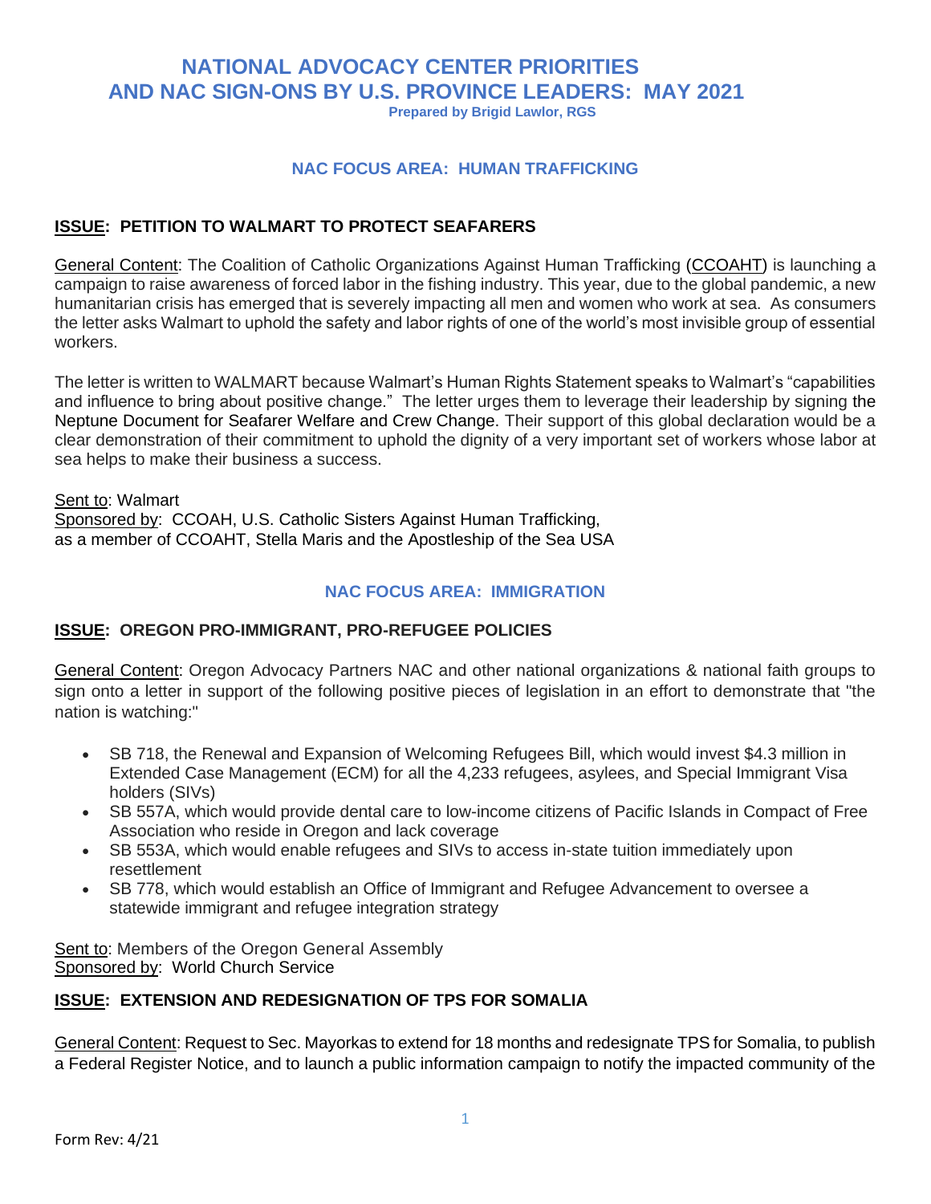# NATIONAL ADVOCACY CENTER PRIORITIES AND NAC SIGN-ONS BY U.S. PROVINCE LEADERS: MAY 2021

**Prepared by Brigid Lawlor, RGS**

## NAC FOCUS AREA: HUMAN TRAFFICKING

### ISSUE: PETITION TO WALMART TO PROTECT SEAFARERS

General Content: The Coalition of Catholic Organizations Against Human Trafficking (CCOAHT) is launching a campaign to raise awareness of forced labor in the fishing industry. This year, due to the global pandemic, a new humanitarian crisis has emerged that is severely impacting all men and women who work at sea. As consumers the letter asks Walmart to uphold the safety and labor rights of one of the world's most invisible group of essential workers.

The letter is written to WALMART because Walmart's Human Rights Statement speaks to Walmart's "capabilities and influence to bring about positive change." The letter urges them to leverage their leadership by signing the Neptune Document for Seafarer Welfare and Crew Change. Their support of this global declaration would be a clear demonstration of their commitment to uphold the dignity of a very important set of workers whose labor at sea helps to make their business a success.

Sent to: Walmart
Sponsored by: CCOAH, U.S. Catholic Sisters Against Human Trafficking, as a member of CCOAHT, Stella Maris and the Apostleship of the Sea USA

## NAC FOCUS AREA: IMMIGRATION

### ISSUE: OREGON PRO-IMMIGRANT, PRO-REFUGEE POLICIES

General Content: Oregon Advocacy Partners NAC and other national organizations & national faith groups to sign onto a letter in support of the following positive pieces of legislation in an effort to demonstrate that "the nation is watching:"

- SB 718, the Renewal and Expansion of Welcoming Refugees Bill, which would invest $4.3 million in Extended Case Management (ECM) for all the 4,233 refugees, asylees, and Special Immigrant Visa holders (SIVs)
- SB 557A, which would provide dental care to low-income citizens of Pacific Islands in Compact of Free Association who reside in Oregon and lack coverage
- SB 553A, which would enable refugees and SIVs to access in-state tuition immediately upon resettlement
- SB 778, which would establish an Office of Immigrant and Refugee Advancement to oversee a statewide immigrant and refugee integration strategy

Sent to: Members of the Oregon General Assembly
Sponsored by: World Church Service

### ISSUE: EXTENSION AND REDESIGNATION OF TPS FOR SOMALIA

General Content: Request to Sec. Mayorkas to extend for 18 months and redesignate TPS for Somalia, to publish a Federal Register Notice, and to launch a public information campaign to notify the impacted community of the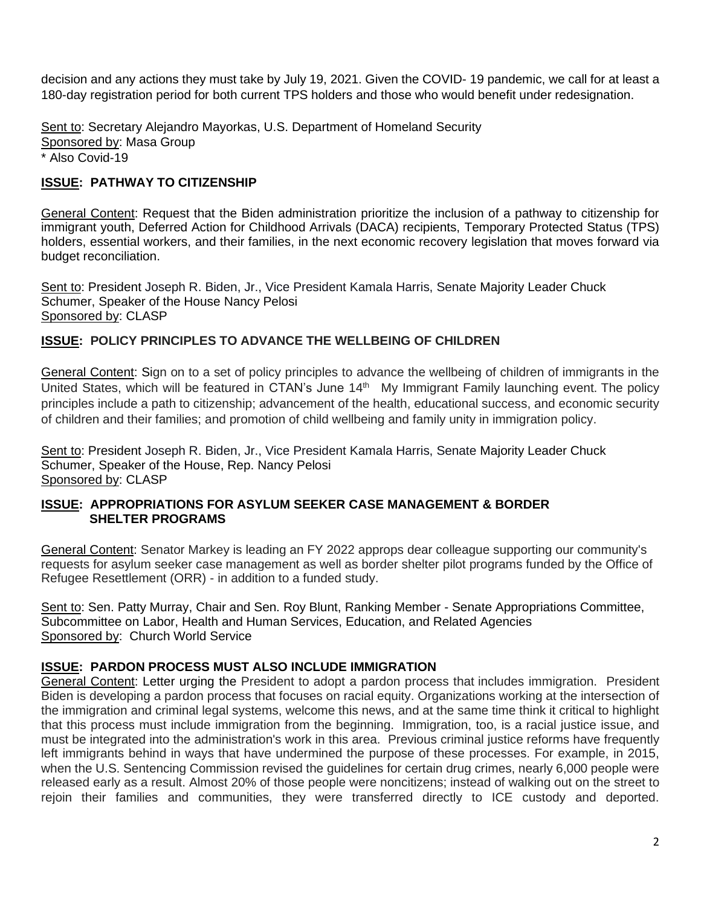decision and any actions they must take by July 19, 2021. Given the COVID- 19 pandemic, we call for at least a 180-day registration period for both current TPS holders and those who would benefit under redesignation.

Sent to: Secretary Alejandro Mayorkas, U.S. Department of Homeland Security
Sponsored by: Masa Group
* Also Covid-19

**ISSUE: PATHWAY TO CITIZENSHIP**

General Content: Request that the Biden administration prioritize the inclusion of a pathway to citizenship for immigrant youth, Deferred Action for Childhood Arrivals (DACA) recipients, Temporary Protected Status (TPS) holders, essential workers, and their families, in the next economic recovery legislation that moves forward via budget reconciliation.

Sent to: President Joseph R. Biden, Jr., Vice President Kamala Harris, Senate Majority Leader Chuck Schumer, Speaker of the House Nancy Pelosi
Sponsored by: CLASP

**ISSUE: POLICY PRINCIPLES TO ADVANCE THE WELLBEING OF CHILDREN**

General Content: Sign on to a set of policy principles to advance the wellbeing of children of immigrants in the United States, which will be featured in CTAN's June 14th My Immigrant Family launching event. The policy principles include a path to citizenship; advancement of the health, educational success, and economic security of children and their families; and promotion of child wellbeing and family unity in immigration policy.

Sent to: President Joseph R. Biden, Jr., Vice President Kamala Harris, Senate Majority Leader Chuck Schumer, Speaker of the House, Rep. Nancy Pelosi
Sponsored by: CLASP

**ISSUE: APPROPRIATIONS FOR ASYLUM SEEKER CASE MANAGEMENT & BORDER SHELTER PROGRAMS**

General Content: Senator Markey is leading an FY 2022 approps dear colleague supporting our community's requests for asylum seeker case management as well as border shelter pilot programs funded by the Office of Refugee Resettlement (ORR) - in addition to a funded study.

Sent to: Sen. Patty Murray, Chair and Sen. Roy Blunt, Ranking Member - Senate Appropriations Committee, Subcommittee on Labor, Health and Human Services, Education, and Related Agencies
Sponsored by: Church World Service

**ISSUE: PARDON PROCESS MUST ALSO INCLUDE IMMIGRATION**

General Content: Letter urging the President to adopt a pardon process that includes immigration. President Biden is developing a pardon process that focuses on racial equity. Organizations working at the intersection of the immigration and criminal legal systems, welcome this news, and at the same time think it critical to highlight that this process must include immigration from the beginning. Immigration, too, is a racial justice issue, and must be integrated into the administration's work in this area. Previous criminal justice reforms have frequently left immigrants behind in ways that have undermined the purpose of these processes. For example, in 2015, when the U.S. Sentencing Commission revised the guidelines for certain drug crimes, nearly 6,000 people were released early as a result. Almost 20% of those people were noncitizens; instead of walking out on the street to rejoin their families and communities, they were transferred directly to ICE custody and deported.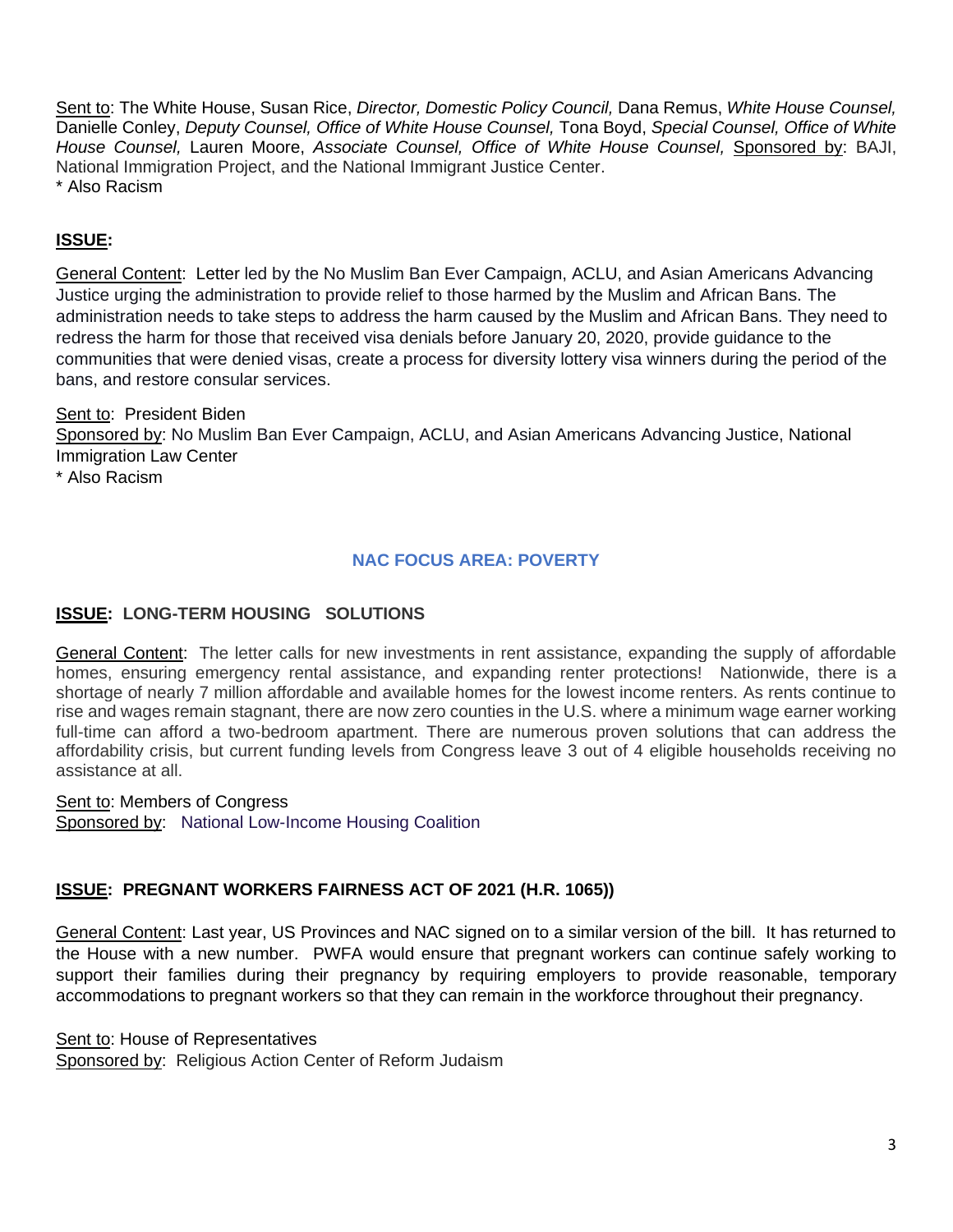Sent to: The White House, Susan Rice, *Director, Domestic Policy Council,* Dana Remus, *White House Counsel,* Danielle Conley, *Deputy Counsel, Office of White House Counsel,* Tona Boyd, *Special Counsel, Office of White House Counsel,* Lauren Moore, *Associate Counsel, Office of White House Counsel,* Sponsored by: BAJI, National Immigration Project, and the National Immigrant Justice Center.
* Also Racism

**ISSUE:**

General Content: Letter led by the No Muslim Ban Ever Campaign, ACLU, and Asian Americans Advancing Justice urging the administration to provide relief to those harmed by the Muslim and African Bans. The administration needs to take steps to address the harm caused by the Muslim and African Bans. They need to redress the harm for those that received visa denials before January 20, 2020, provide guidance to the communities that were denied visas, create a process for diversity lottery visa winners during the period of the bans, and restore consular services.

Sent to: President Biden
Sponsored by: No Muslim Ban Ever Campaign, ACLU, and Asian Americans Advancing Justice, National Immigration Law Center
* Also Racism

## NAC FOCUS AREA: POVERTY

**ISSUE: LONG-TERM HOUSING SOLUTIONS**

General Content: The letter calls for new investments in rent assistance, expanding the supply of affordable homes, ensuring emergency rental assistance, and expanding renter protections! Nationwide, there is a shortage of nearly 7 million affordable and available homes for the lowest income renters. As rents continue to rise and wages remain stagnant, there are now zero counties in the U.S. where a minimum wage earner working full-time can afford a two-bedroom apartment. There are numerous proven solutions that can address the affordability crisis, but current funding levels from Congress leave 3 out of 4 eligible households receiving no assistance at all.

Sent to: Members of Congress
Sponsored by: National Low-Income Housing Coalition

**ISSUE: PREGNANT WORKERS FAIRNESS ACT OF 2021 (H.R. 1065))**

General Content: Last year, US Provinces and NAC signed on to a similar version of the bill. It has returned to the House with a new number. PWFA would ensure that pregnant workers can continue safely working to support their families during their pregnancy by requiring employers to provide reasonable, temporary accommodations to pregnant workers so that they can remain in the workforce throughout their pregnancy.

Sent to: House of Representatives
Sponsored by: Religious Action Center of Reform Judaism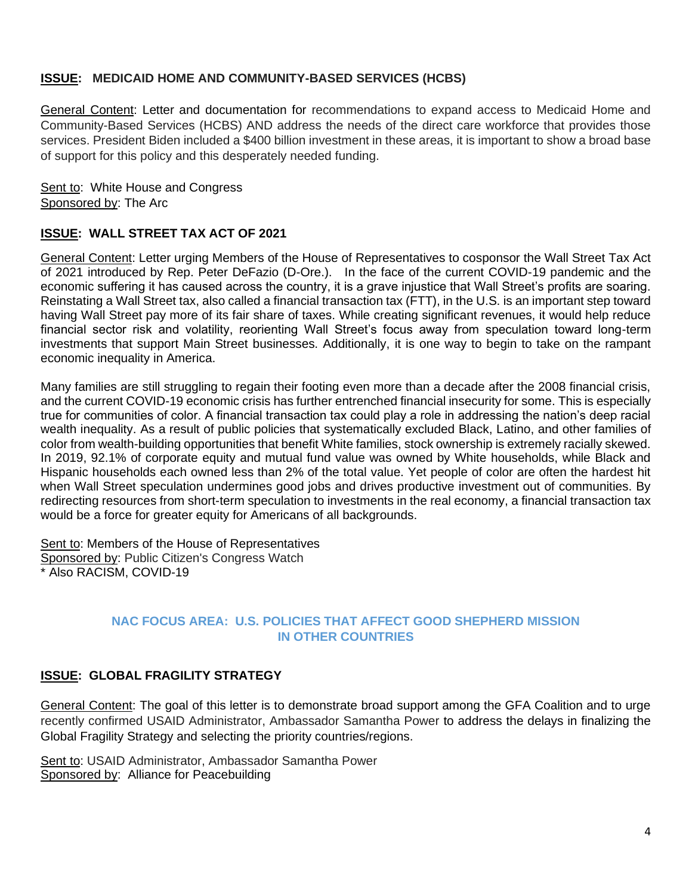**<u>ISSUE</u>: MEDICAID HOME AND COMMUNITY-BASED SERVICES (HCBS)**

<u>General Content</u>: Letter and documentation for recommendations to expand access to Medicaid Home and Community-Based Services (HCBS) AND address the needs of the direct care workforce that provides those services. President Biden included a $400 billion investment in these areas, it is important to show a broad base of support for this policy and this desperately needed funding.

<u>Sent to</u>: White House and Congress
<u>Sponsored by</u>: The Arc

**<u>ISSUE</u>: WALL STREET TAX ACT OF 2021**

<u>General Content</u>: Letter urging Members of the House of Representatives to cosponsor the Wall Street Tax Act of 2021 introduced by Rep. Peter DeFazio (D-Ore.). In the face of the current COVID-19 pandemic and the economic suffering it has caused across the country, it is a grave injustice that Wall Street's profits are soaring. Reinstating a Wall Street tax, also called a financial transaction tax (FTT), in the U.S. is an important step toward having Wall Street pay more of its fair share of taxes. While creating significant revenues, it would help reduce financial sector risk and volatility, reorienting Wall Street's focus away from speculation toward long-term investments that support Main Street businesses. Additionally, it is one way to begin to take on the rampant economic inequality in America.

Many families are still struggling to regain their footing even more than a decade after the 2008 financial crisis, and the current COVID-19 economic crisis has further entrenched financial insecurity for some. This is especially true for communities of color. A financial transaction tax could play a role in addressing the nation's deep racial wealth inequality. As a result of public policies that systematically excluded Black, Latino, and other families of color from wealth-building opportunities that benefit White families, stock ownership is extremely racially skewed. In 2019, 92.1% of corporate equity and mutual fund value was owned by White households, while Black and Hispanic households each owned less than 2% of the total value. Yet people of color are often the hardest hit when Wall Street speculation undermines good jobs and drives productive investment out of communities. By redirecting resources from short-term speculation to investments in the real economy, a financial transaction tax would be a force for greater equity for Americans of all backgrounds.

<u>Sent to</u>: Members of the House of Representatives
<u>Sponsored by</u>: Public Citizen's Congress Watch
* Also RACISM, COVID-19

## NAC FOCUS AREA: U.S. POLICIES THAT AFFECT GOOD SHEPHERD MISSION IN OTHER COUNTRIES

**<u>ISSUE</u>: GLOBAL FRAGILITY STRATEGY**

<u>General Content</u>: The goal of this letter is to demonstrate broad support among the GFA Coalition and to urge recently confirmed USAID Administrator, Ambassador Samantha Power to address the delays in finalizing the Global Fragility Strategy and selecting the priority countries/regions.

<u>Sent to</u>: USAID Administrator, Ambassador Samantha Power
<u>Sponsored by</u>: Alliance for Peacebuilding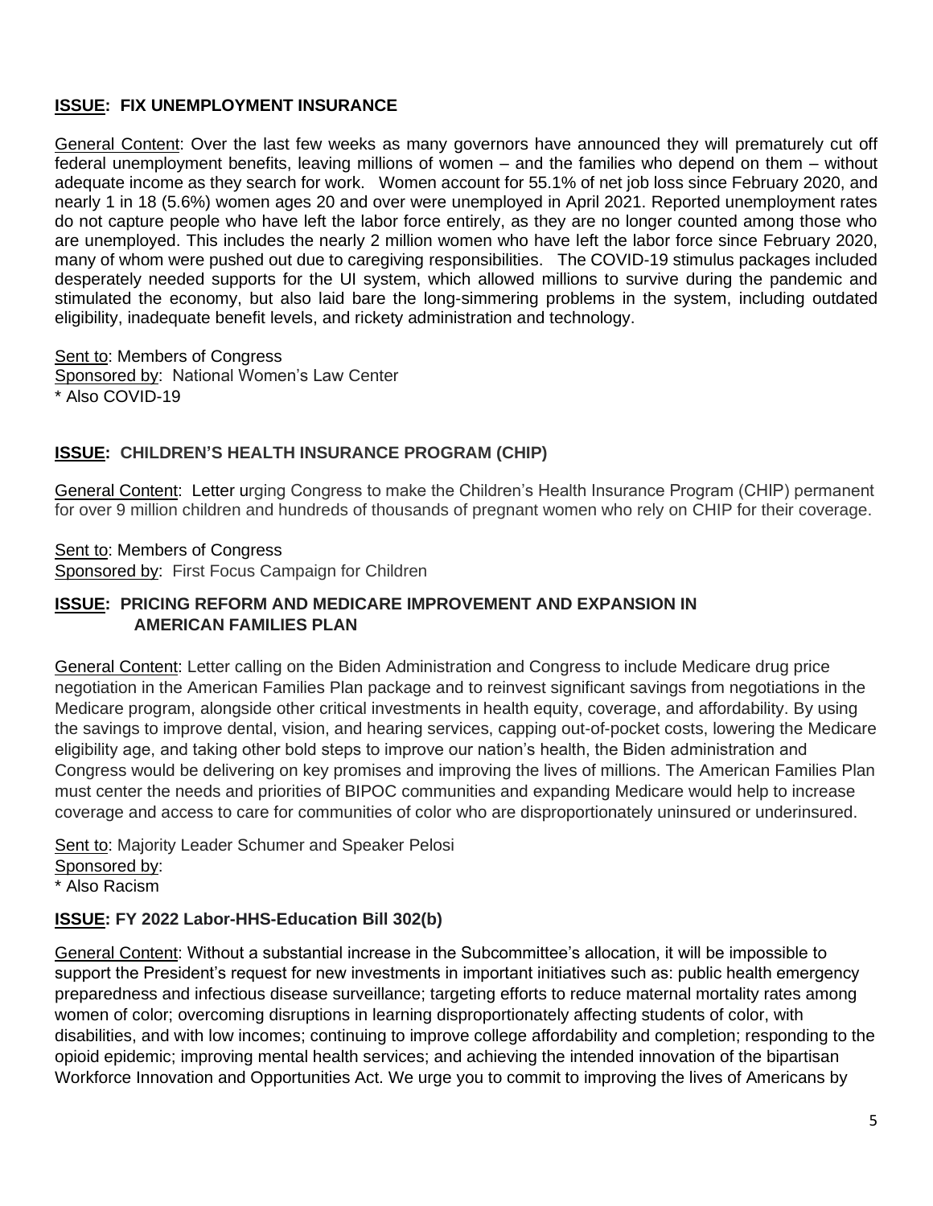**<u>ISSUE</u>: FIX UNEMPLOYMENT INSURANCE**

<u>General Content</u>: Over the last few weeks as many governors have announced they will prematurely cut off federal unemployment benefits, leaving millions of women – and the families who depend on them – without adequate income as they search for work. Women account for 55.1% of net job loss since February 2020, and nearly 1 in 18 (5.6%) women ages 20 and over were unemployed in April 2021. Reported unemployment rates do not capture people who have left the labor force entirely, as they are no longer counted among those who are unemployed. This includes the nearly 2 million women who have left the labor force since February 2020, many of whom were pushed out due to caregiving responsibilities. The COVID-19 stimulus packages included desperately needed supports for the UI system, which allowed millions to survive during the pandemic and stimulated the economy, but also laid bare the long-simmering problems in the system, including outdated eligibility, inadequate benefit levels, and rickety administration and technology.

<u>Sent to</u>: Members of Congress
<u>Sponsored by</u>: National Women's Law Center
* Also COVID-19

**<u>ISSUE</u>: CHILDREN'S HEALTH INSURANCE PROGRAM (CHIP)**

<u>General Content</u>: Letter urging Congress to make the Children's Health Insurance Program (CHIP) permanent for over 9 million children and hundreds of thousands of pregnant women who rely on CHIP for their coverage.

<u>Sent to</u>: Members of Congress
<u>Sponsored by</u>: First Focus Campaign for Children

**<u>ISSUE</u>: PRICING REFORM AND MEDICARE IMPROVEMENT AND EXPANSION IN AMERICAN FAMILIES PLAN**

<u>General Content</u>: Letter calling on the Biden Administration and Congress to include Medicare drug price negotiation in the American Families Plan package and to reinvest significant savings from negotiations in the Medicare program, alongside other critical investments in health equity, coverage, and affordability. By using the savings to improve dental, vision, and hearing services, capping out-of-pocket costs, lowering the Medicare eligibility age, and taking other bold steps to improve our nation's health, the Biden administration and Congress would be delivering on key promises and improving the lives of millions. The American Families Plan must center the needs and priorities of BIPOC communities and expanding Medicare would help to increase coverage and access to care for communities of color who are disproportionately uninsured or underinsured.

<u>Sent to</u>: Majority Leader Schumer and Speaker Pelosi
<u>Sponsored by</u>:
* Also Racism

**<u>ISSUE</u>: FY 2022 Labor-HHS-Education Bill 302(b)**

<u>General Content</u>: Without a substantial increase in the Subcommittee's allocation, it will be impossible to support the President's request for new investments in important initiatives such as: public health emergency preparedness and infectious disease surveillance; targeting efforts to reduce maternal mortality rates among women of color; overcoming disruptions in learning disproportionately affecting students of color, with disabilities, and with low incomes; continuing to improve college affordability and completion; responding to the opioid epidemic; improving mental health services; and achieving the intended innovation of the bipartisan Workforce Innovation and Opportunities Act. We urge you to commit to improving the lives of Americans by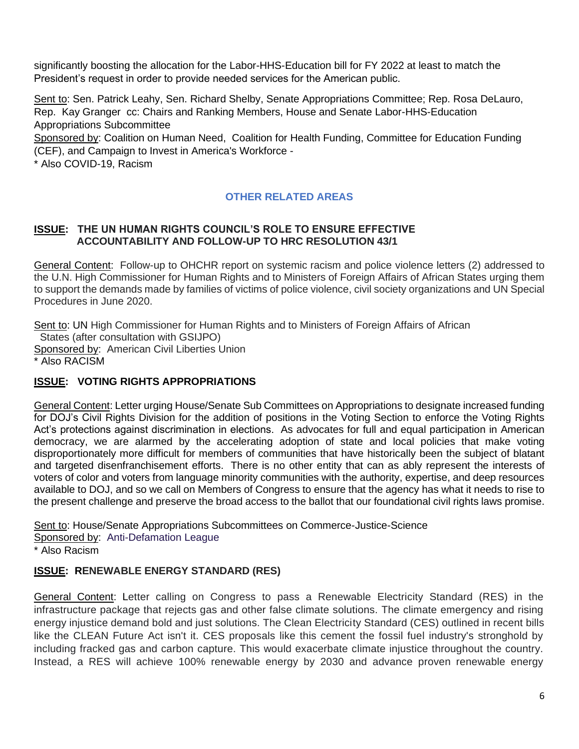significantly boosting the allocation for the Labor-HHS-Education bill for FY 2022 at least to match the President's request in order to provide needed services for the American public.

Sent to: Sen. Patrick Leahy, Sen. Richard Shelby, Senate Appropriations Committee; Rep. Rosa DeLauro, Rep. Kay Granger cc: Chairs and Ranking Members, House and Senate Labor-HHS-Education Appropriations Subcommittee
Sponsored by: Coalition on Human Need, Coalition for Health Funding, Committee for Education Funding (CEF), and Campaign to Invest in America's Workforce -
* Also COVID-19, Racism

## OTHER RELATED AREAS

### ISSUE: THE UN HUMAN RIGHTS COUNCIL'S ROLE TO ENSURE EFFECTIVE ACCOUNTABILITY AND FOLLOW-UP TO HRC RESOLUTION 43/1

General Content: Follow-up to OHCHR report on systemic racism and police violence letters (2) addressed to the U.N. High Commissioner for Human Rights and to Ministers of Foreign Affairs of African States urging them to support the demands made by families of victims of police violence, civil society organizations and UN Special Procedures in June 2020.

Sent to: UN High Commissioner for Human Rights and to Ministers of Foreign Affairs of African States (after consultation with GSIJPO)
Sponsored by: American Civil Liberties Union
* Also RACISM

### ISSUE: VOTING RIGHTS APPROPRIATIONS

General Content: Letter urging House/Senate Sub Committees on Appropriations to designate increased funding for DOJ's Civil Rights Division for the addition of positions in the Voting Section to enforce the Voting Rights Act's protections against discrimination in elections. As advocates for full and equal participation in American democracy, we are alarmed by the accelerating adoption of state and local policies that make voting disproportionately more difficult for members of communities that have historically been the subject of blatant and targeted disenfranchisement efforts. There is no other entity that can as ably represent the interests of voters of color and voters from language minority communities with the authority, expertise, and deep resources available to DOJ, and so we call on Members of Congress to ensure that the agency has what it needs to rise to the present challenge and preserve the broad access to the ballot that our foundational civil rights laws promise.

Sent to: House/Senate Appropriations Subcommittees on Commerce-Justice-Science
Sponsored by: Anti-Defamation League
* Also Racism

### ISSUE: RENEWABLE ENERGY STANDARD (RES)

General Content: Letter calling on Congress to pass a Renewable Electricity Standard (RES) in the infrastructure package that rejects gas and other false climate solutions. The climate emergency and rising energy injustice demand bold and just solutions. The Clean Electricity Standard (CES) outlined in recent bills like the CLEAN Future Act isn't it. CES proposals like this cement the fossil fuel industry's stronghold by including fracked gas and carbon capture. This would exacerbate climate injustice throughout the country. Instead, a RES will achieve 100% renewable energy by 2030 and advance proven renewable energy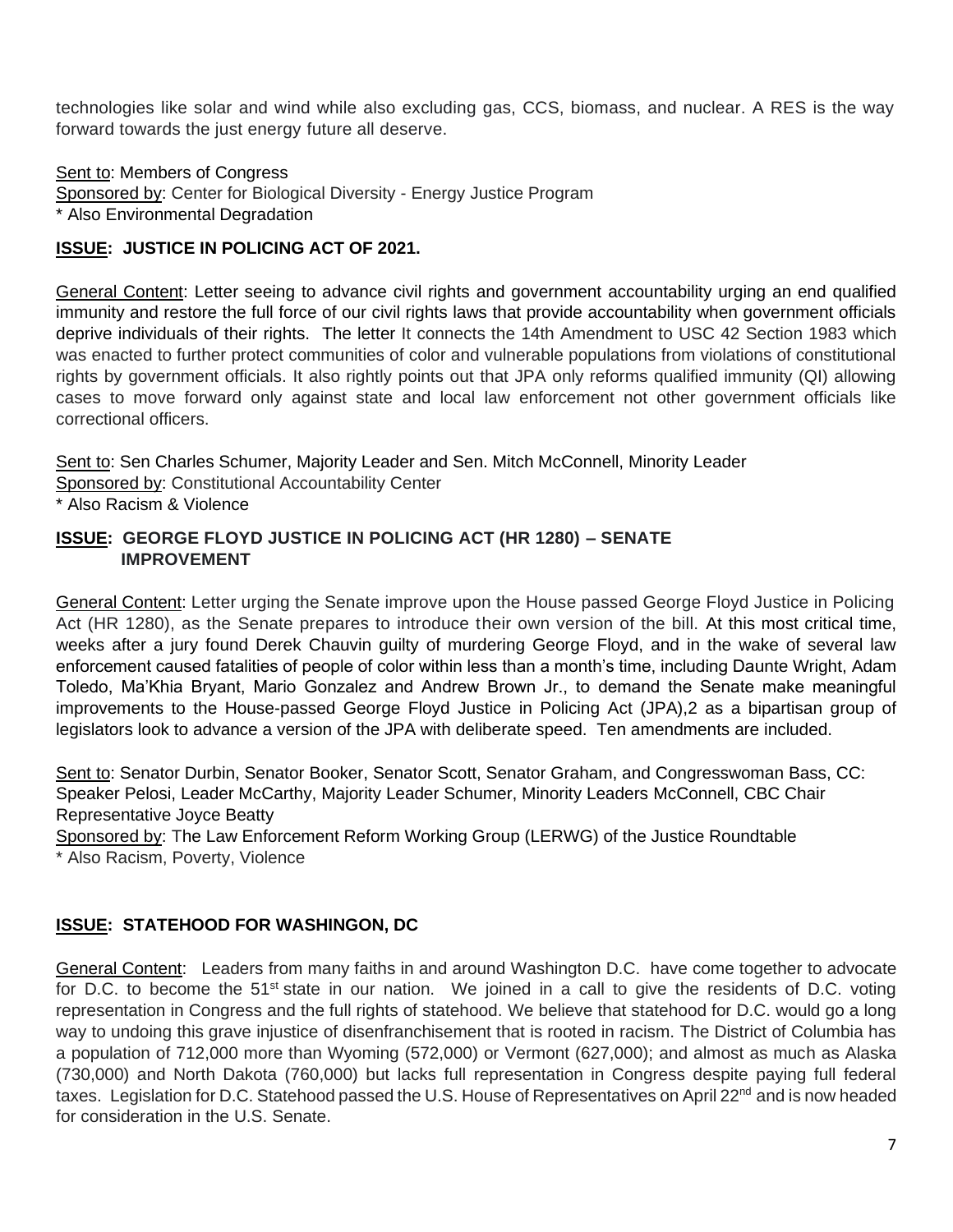technologies like solar and wind while also excluding gas, CCS, biomass, and nuclear. A RES is the way forward towards the just energy future all deserve.

Sent to: Members of Congress
Sponsored by: Center for Biological Diversity - Energy Justice Program
* Also Environmental Degradation

**ISSUE: JUSTICE IN POLICING ACT OF 2021.**

General Content: Letter seeing to advance civil rights and government accountability urging an end qualified immunity and restore the full force of our civil rights laws that provide accountability when government officials deprive individuals of their rights. The letter It connects the 14th Amendment to USC 42 Section 1983 which was enacted to further protect communities of color and vulnerable populations from violations of constitutional rights by government officials. It also rightly points out that JPA only reforms qualified immunity (QI) allowing cases to move forward only against state and local law enforcement not other government officials like correctional officers.

Sent to: Sen Charles Schumer, Majority Leader and Sen. Mitch McConnell, Minority Leader
Sponsored by: Constitutional Accountability Center
* Also Racism & Violence

**ISSUE: GEORGE FLOYD JUSTICE IN POLICING ACT (HR 1280) – SENATE IMPROVEMENT**

General Content: Letter urging the Senate improve upon the House passed George Floyd Justice in Policing Act (HR 1280), as the Senate prepares to introduce their own version of the bill. At this most critical time, weeks after a jury found Derek Chauvin guilty of murdering George Floyd, and in the wake of several law enforcement caused fatalities of people of color within less than a month's time, including Daunte Wright, Adam Toledo, Ma'Khia Bryant, Mario Gonzalez and Andrew Brown Jr., to demand the Senate make meaningful improvements to the House-passed George Floyd Justice in Policing Act (JPA),2 as a bipartisan group of legislators look to advance a version of the JPA with deliberate speed. Ten amendments are included.

Sent to: Senator Durbin, Senator Booker, Senator Scott, Senator Graham, and Congresswoman Bass, CC: Speaker Pelosi, Leader McCarthy, Majority Leader Schumer, Minority Leaders McConnell, CBC Chair Representative Joyce Beatty
Sponsored by: The Law Enforcement Reform Working Group (LERWG) of the Justice Roundtable
* Also Racism, Poverty, Violence

**ISSUE: STATEHOOD FOR WASHINGON, DC**

General Content: Leaders from many faiths in and around Washington D.C. have come together to advocate for D.C. to become the 51st state in our nation. We joined in a call to give the residents of D.C. voting representation in Congress and the full rights of statehood. We believe that statehood for D.C. would go a long way to undoing this grave injustice of disenfranchisement that is rooted in racism. The District of Columbia has a population of 712,000 more than Wyoming (572,000) or Vermont (627,000); and almost as much as Alaska (730,000) and North Dakota (760,000) but lacks full representation in Congress despite paying full federal taxes. Legislation for D.C. Statehood passed the U.S. House of Representatives on April 22nd and is now headed for consideration in the U.S. Senate.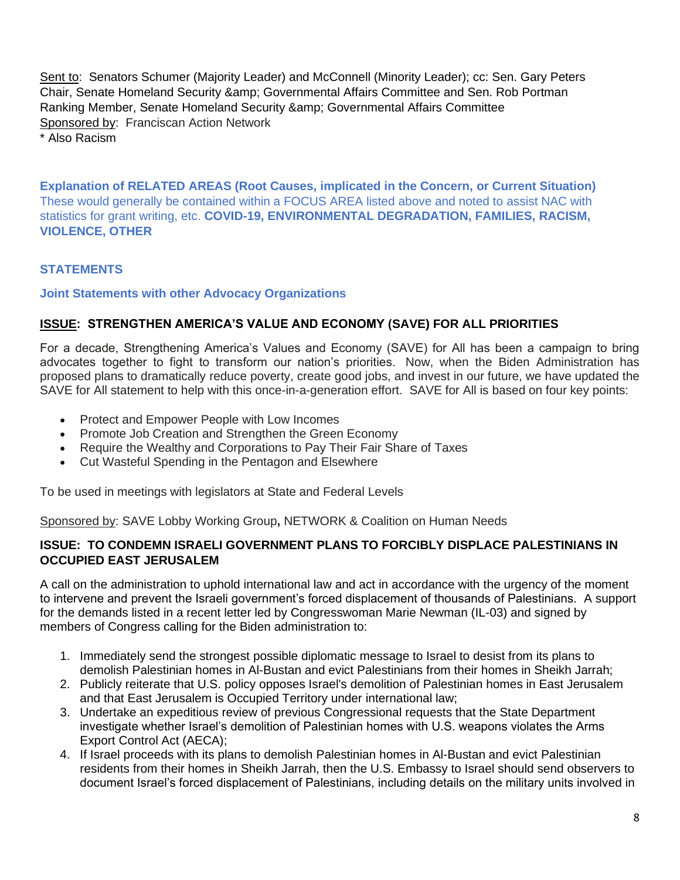Sent to: Senators Schumer (Majority Leader) and McConnell (Minority Leader); cc: Sen. Gary Peters Chair, Senate Homeland Security &amp; Governmental Affairs Committee and Sen. Rob Portman Ranking Member, Senate Homeland Security &amp; Governmental Affairs Committee
Sponsored by: Franciscan Action Network
* Also Racism

**Explanation of RELATED AREAS (Root Causes, implicated in the Concern, or Current Situation)**
These would generally be contained within a FOCUS AREA listed above and noted to assist NAC with statistics for grant writing, etc. **COVID-19, ENVIRONMENTAL DEGRADATION, FAMILIES, RACISM, VIOLENCE, OTHER**

## STATEMENTS

### Joint Statements with other Advocacy Organizations

**ISSUE: STRENGTHEN AMERICA'S VALUE AND ECONOMY (SAVE) FOR ALL PRIORITIES**

For a decade, Strengthening America's Values and Economy (SAVE) for All has been a campaign to bring advocates together to fight to transform our nation's priorities. Now, when the Biden Administration has proposed plans to dramatically reduce poverty, create good jobs, and invest in our future, we have updated the SAVE for All statement to help with this once-in-a-generation effort. SAVE for All is based on four key points:

- Protect and Empower People with Low Incomes
- Promote Job Creation and Strengthen the Green Economy
- Require the Wealthy and Corporations to Pay Their Fair Share of Taxes
- Cut Wasteful Spending in the Pentagon and Elsewhere

To be used in meetings with legislators at State and Federal Levels

Sponsored by: SAVE Lobby Working Group**,** NETWORK & Coalition on Human Needs

**ISSUE: TO CONDEMN ISRAELI GOVERNMENT PLANS TO FORCIBLY DISPLACE PALESTINIANS IN OCCUPIED EAST JERUSALEM**

A call on the administration to uphold international law and act in accordance with the urgency of the moment to intervene and prevent the Israeli government's forced displacement of thousands of Palestinians. A support for the demands listed in a recent letter led by Congresswoman Marie Newman (IL-03) and signed by members of Congress calling for the Biden administration to:

1. Immediately send the strongest possible diplomatic message to Israel to desist from its plans to demolish Palestinian homes in Al-Bustan and evict Palestinians from their homes in Sheikh Jarrah;
2. Publicly reiterate that U.S. policy opposes Israel's demolition of Palestinian homes in East Jerusalem and that East Jerusalem is Occupied Territory under international law;
3. Undertake an expeditious review of previous Congressional requests that the State Department investigate whether Israel's demolition of Palestinian homes with U.S. weapons violates the Arms Export Control Act (AECA);
4. If Israel proceeds with its plans to demolish Palestinian homes in Al-Bustan and evict Palestinian residents from their homes in Sheikh Jarrah, then the U.S. Embassy to Israel should send observers to document Israel's forced displacement of Palestinians, including details on the military units involved in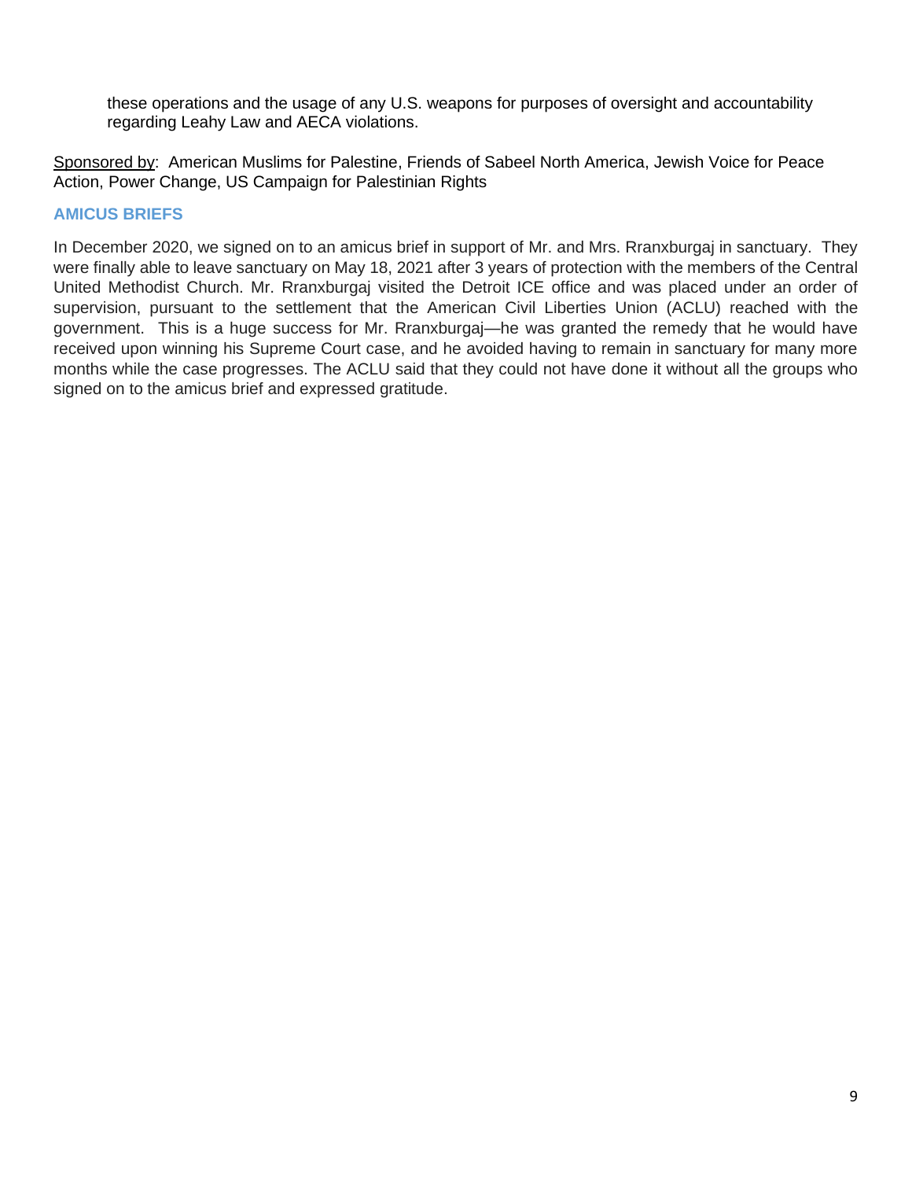these operations and the usage of any U.S. weapons for purposes of oversight and accountability regarding Leahy Law and AECA violations.

Sponsored by: American Muslims for Palestine, Friends of Sabeel North America, Jewish Voice for Peace Action, Power Change, US Campaign for Palestinian Rights

## AMICUS BRIEFS

In December 2020, we signed on to an amicus brief in support of Mr. and Mrs. Rranxburgaj in sanctuary. They were finally able to leave sanctuary on May 18, 2021 after 3 years of protection with the members of the Central United Methodist Church. Mr. Rranxburgaj visited the Detroit ICE office and was placed under an order of supervision, pursuant to the settlement that the American Civil Liberties Union (ACLU) reached with the government. This is a huge success for Mr. Rranxburgaj—he was granted the remedy that he would have received upon winning his Supreme Court case, and he avoided having to remain in sanctuary for many more months while the case progresses. The ACLU said that they could not have done it without all the groups who signed on to the amicus brief and expressed gratitude.